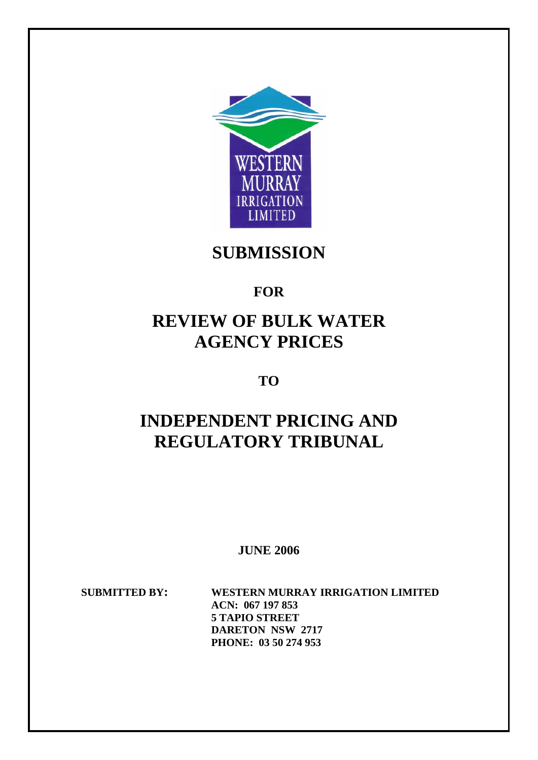WESTERN MURRAY IRRIGATION LIMITED

# SUBMISSION

## FOR

# REVIEW OF BULK WATER AGENCY PRICES

## TO

# INDEPENDENT PRICING AND REGULATORY TRIBUNAL

**JUNE 2006**

**SUBMITTED BY:** **WESTERN MURRAY IRRIGATION LIMITED**
**ACN: 067 197 853**
**5 TAPIO STREET**
**DARETON NSW 2717**
**PHONE: 03 50 274 953**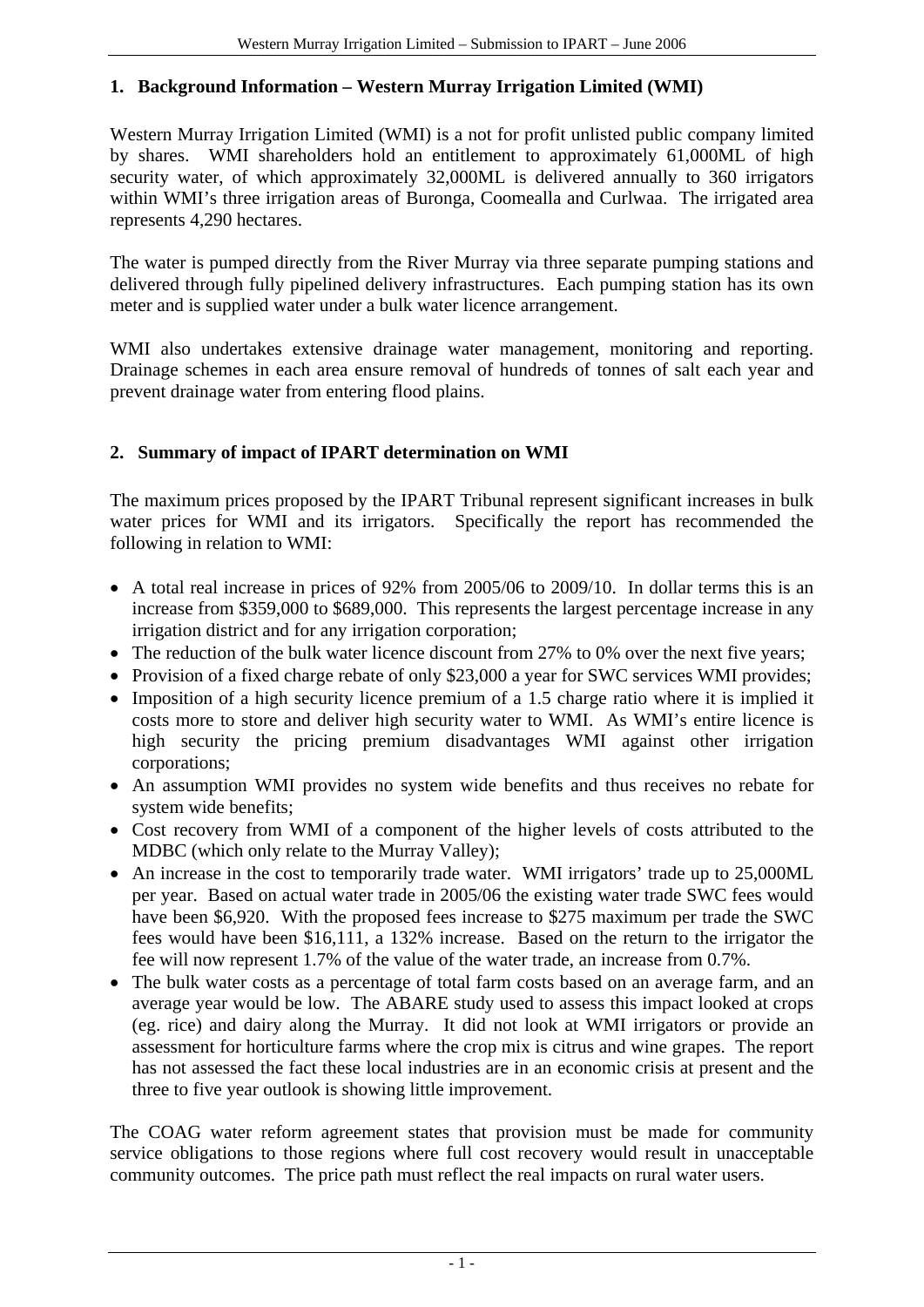## 1. Background Information – Western Murray Irrigation Limited (WMI)

Western Murray Irrigation Limited (WMI) is a not for profit unlisted public company limited by shares. WMI shareholders hold an entitlement to approximately 61,000ML of high security water, of which approximately 32,000ML is delivered annually to 360 irrigators within WMI's three irrigation areas of Buronga, Coomealla and Curlwaa. The irrigated area represents 4,290 hectares.

The water is pumped directly from the River Murray via three separate pumping stations and delivered through fully pipelined delivery infrastructures. Each pumping station has its own meter and is supplied water under a bulk water licence arrangement.

WMI also undertakes extensive drainage water management, monitoring and reporting. Drainage schemes in each area ensure removal of hundreds of tonnes of salt each year and prevent drainage water from entering flood plains.

## 2. Summary of impact of IPART determination on WMI

The maximum prices proposed by the IPART Tribunal represent significant increases in bulk water prices for WMI and its irrigators. Specifically the report has recommended the following in relation to WMI:

- A total real increase in prices of 92% from 2005/06 to 2009/10. In dollar terms this is an increase from $359,000 to $689,000. This represents the largest percentage increase in any irrigation district and for any irrigation corporation;
- The reduction of the bulk water licence discount from 27% to 0% over the next five years;
- Provision of a fixed charge rebate of only $23,000 a year for SWC services WMI provides;
- Imposition of a high security licence premium of a 1.5 charge ratio where it is implied it costs more to store and deliver high security water to WMI. As WMI's entire licence is high security the pricing premium disadvantages WMI against other irrigation corporations;
- An assumption WMI provides no system wide benefits and thus receives no rebate for system wide benefits;
- Cost recovery from WMI of a component of the higher levels of costs attributed to the MDBC (which only relate to the Murray Valley);
- An increase in the cost to temporarily trade water. WMI irrigators' trade up to 25,000ML per year. Based on actual water trade in 2005/06 the existing water trade SWC fees would have been $6,920. With the proposed fees increase to $275 maximum per trade the SWC fees would have been $16,111, a 132% increase. Based on the return to the irrigator the fee will now represent 1.7% of the value of the water trade, an increase from 0.7%.
- The bulk water costs as a percentage of total farm costs based on an average farm, and an average year would be low. The ABARE study used to assess this impact looked at crops (eg. rice) and dairy along the Murray. It did not look at WMI irrigators or provide an assessment for horticulture farms where the crop mix is citrus and wine grapes. The report has not assessed the fact these local industries are in an economic crisis at present and the three to five year outlook is showing little improvement.

The COAG water reform agreement states that provision must be made for community service obligations to those regions where full cost recovery would result in unacceptable community outcomes. The price path must reflect the real impacts on rural water users.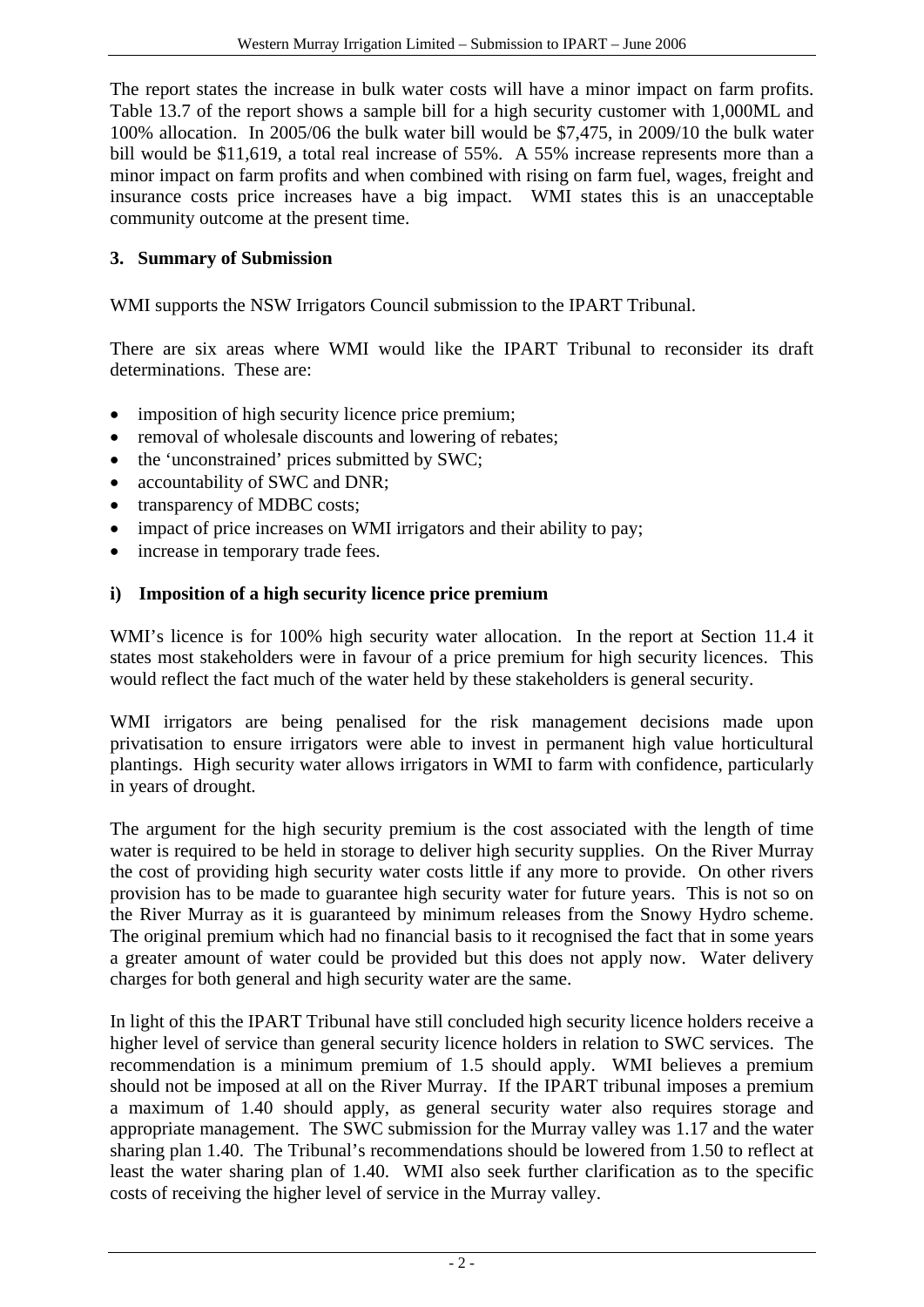The report states the increase in bulk water costs will have a minor impact on farm profits. Table 13.7 of the report shows a sample bill for a high security customer with 1,000ML and 100% allocation. In 2005/06 the bulk water bill would be $7,475, in 2009/10 the bulk water bill would be $11,619, a total real increase of 55%. A 55% increase represents more than a minor impact on farm profits and when combined with rising on farm fuel, wages, freight and insurance costs price increases have a big impact. WMI states this is an unacceptable community outcome at the present time.

## 3. Summary of Submission

WMI supports the NSW Irrigators Council submission to the IPART Tribunal.

There are six areas where WMI would like the IPART Tribunal to reconsider its draft determinations. These are:

- imposition of high security licence price premium;
- removal of wholesale discounts and lowering of rebates;
- the 'unconstrained' prices submitted by SWC;
- accountability of SWC and DNR;
- transparency of MDBC costs;
- impact of price increases on WMI irrigators and their ability to pay;
- increase in temporary trade fees.

### i) Imposition of a high security licence price premium

WMI's licence is for 100% high security water allocation. In the report at Section 11.4 it states most stakeholders were in favour of a price premium for high security licences. This would reflect the fact much of the water held by these stakeholders is general security.

WMI irrigators are being penalised for the risk management decisions made upon privatisation to ensure irrigators were able to invest in permanent high value horticultural plantings. High security water allows irrigators in WMI to farm with confidence, particularly in years of drought.

The argument for the high security premium is the cost associated with the length of time water is required to be held in storage to deliver high security supplies. On the River Murray the cost of providing high security water costs little if any more to provide. On other rivers provision has to be made to guarantee high security water for future years. This is not so on the River Murray as it is guaranteed by minimum releases from the Snowy Hydro scheme. The original premium which had no financial basis to it recognised the fact that in some years a greater amount of water could be provided but this does not apply now. Water delivery charges for both general and high security water are the same.

In light of this the IPART Tribunal have still concluded high security licence holders receive a higher level of service than general security licence holders in relation to SWC services. The recommendation is a minimum premium of 1.5 should apply. WMI believes a premium should not be imposed at all on the River Murray. If the IPART tribunal imposes a premium a maximum of 1.40 should apply, as general security water also requires storage and appropriate management. The SWC submission for the Murray valley was 1.17 and the water sharing plan 1.40. The Tribunal's recommendations should be lowered from 1.50 to reflect at least the water sharing plan of 1.40. WMI also seek further clarification as to the specific costs of receiving the higher level of service in the Murray valley.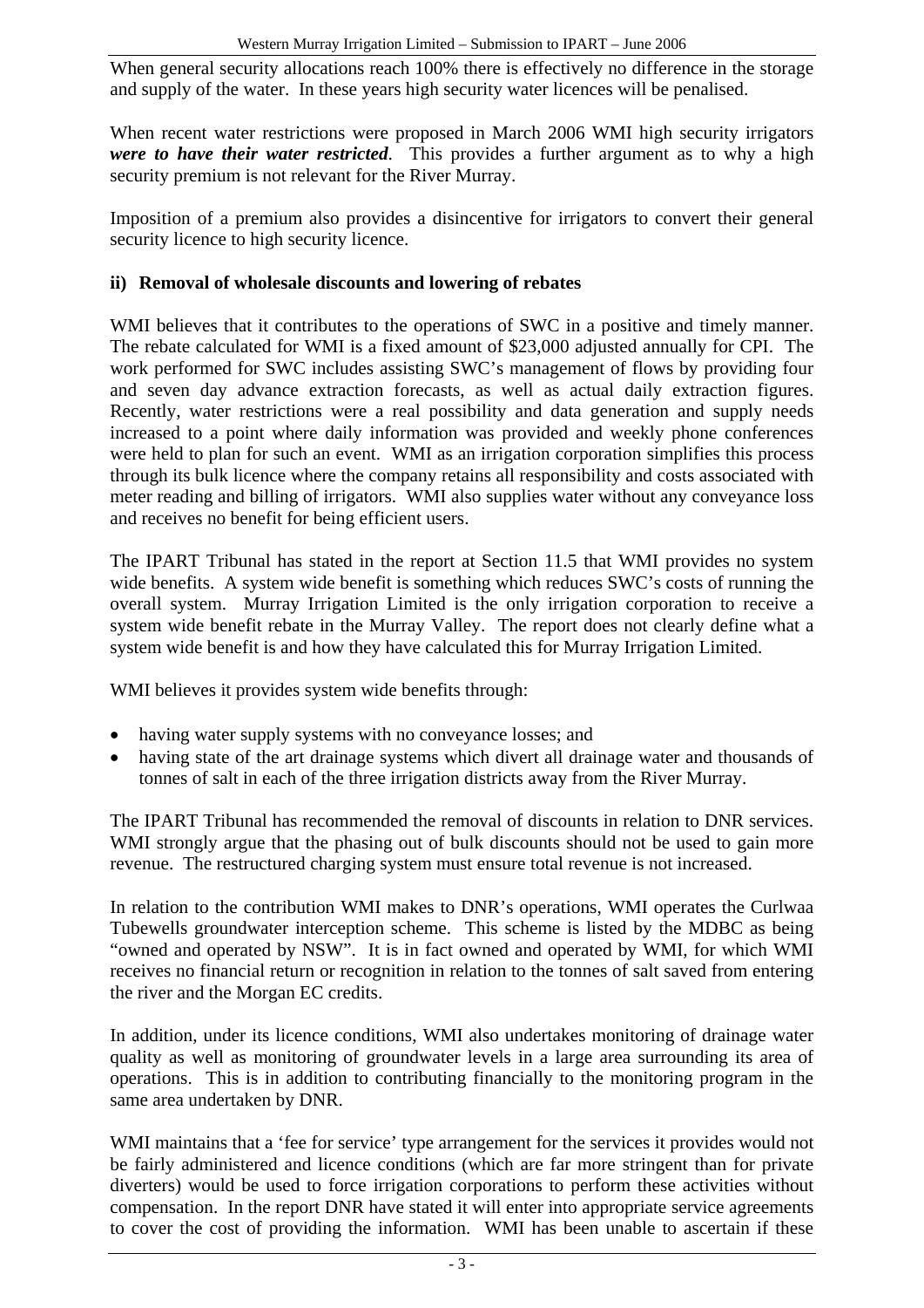When general security allocations reach 100% there is effectively no difference in the storage and supply of the water. In these years high security water licences will be penalised.

When recent water restrictions were proposed in March 2006 WMI high security irrigators ***were to have their water restricted***. This provides a further argument as to why a high security premium is not relevant for the River Murray.

Imposition of a premium also provides a disincentive for irrigators to convert their general security licence to high security licence.

### ii) Removal of wholesale discounts and lowering of rebates

WMI believes that it contributes to the operations of SWC in a positive and timely manner. The rebate calculated for WMI is a fixed amount of $23,000 adjusted annually for CPI. The work performed for SWC includes assisting SWC's management of flows by providing four and seven day advance extraction forecasts, as well as actual daily extraction figures. Recently, water restrictions were a real possibility and data generation and supply needs increased to a point where daily information was provided and weekly phone conferences were held to plan for such an event. WMI as an irrigation corporation simplifies this process through its bulk licence where the company retains all responsibility and costs associated with meter reading and billing of irrigators. WMI also supplies water without any conveyance loss and receives no benefit for being efficient users.

The IPART Tribunal has stated in the report at Section 11.5 that WMI provides no system wide benefits. A system wide benefit is something which reduces SWC's costs of running the overall system. Murray Irrigation Limited is the only irrigation corporation to receive a system wide benefit rebate in the Murray Valley. The report does not clearly define what a system wide benefit is and how they have calculated this for Murray Irrigation Limited.

WMI believes it provides system wide benefits through:

- having water supply systems with no conveyance losses; and
- having state of the art drainage systems which divert all drainage water and thousands of tonnes of salt in each of the three irrigation districts away from the River Murray.

The IPART Tribunal has recommended the removal of discounts in relation to DNR services. WMI strongly argue that the phasing out of bulk discounts should not be used to gain more revenue. The restructured charging system must ensure total revenue is not increased.

In relation to the contribution WMI makes to DNR's operations, WMI operates the Curlwaa Tubewells groundwater interception scheme. This scheme is listed by the MDBC as being "owned and operated by NSW". It is in fact owned and operated by WMI, for which WMI receives no financial return or recognition in relation to the tonnes of salt saved from entering the river and the Morgan EC credits.

In addition, under its licence conditions, WMI also undertakes monitoring of drainage water quality as well as monitoring of groundwater levels in a large area surrounding its area of operations. This is in addition to contributing financially to the monitoring program in the same area undertaken by DNR.

WMI maintains that a 'fee for service' type arrangement for the services it provides would not be fairly administered and licence conditions (which are far more stringent than for private diverters) would be used to force irrigation corporations to perform these activities without compensation. In the report DNR have stated it will enter into appropriate service agreements to cover the cost of providing the information. WMI has been unable to ascertain if these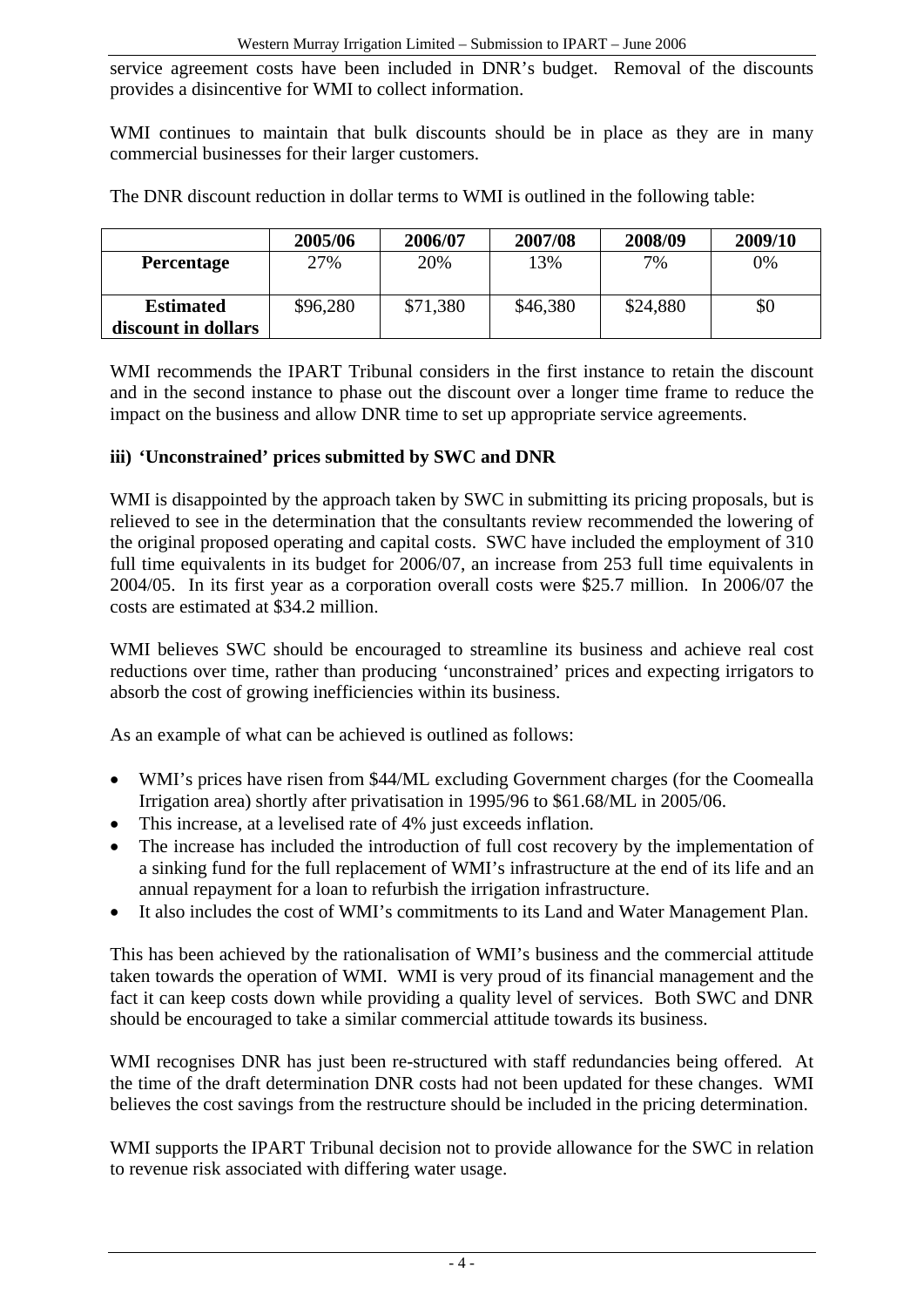service agreement costs have been included in DNR's budget. Removal of the discounts provides a disincentive for WMI to collect information.

WMI continues to maintain that bulk discounts should be in place as they are in many commercial businesses for their larger customers.

The DNR discount reduction in dollar terms to WMI is outlined in the following table:

| | 2005/06 | 2006/07 | 2007/08 | 2008/09 | 2009/10 |
|---|---|---|---|---|---|
| **Percentage** | 27% | 20% | 13% | 7% | 0% |
| **Estimated discount in dollars** | $96,280 | $71,380 | $46,380 | $24,880 | $0 |

WMI recommends the IPART Tribunal considers in the first instance to retain the discount and in the second instance to phase out the discount over a longer time frame to reduce the impact on the business and allow DNR time to set up appropriate service agreements.

**iii) 'Unconstrained' prices submitted by SWC and DNR**

WMI is disappointed by the approach taken by SWC in submitting its pricing proposals, but is relieved to see in the determination that the consultants review recommended the lowering of the original proposed operating and capital costs. SWC have included the employment of 310 full time equivalents in its budget for 2006/07, an increase from 253 full time equivalents in 2004/05. In its first year as a corporation overall costs were $25.7 million. In 2006/07 the costs are estimated at $34.2 million.

WMI believes SWC should be encouraged to streamline its business and achieve real cost reductions over time, rather than producing 'unconstrained' prices and expecting irrigators to absorb the cost of growing inefficiencies within its business.

As an example of what can be achieved is outlined as follows:

- WMI's prices have risen from $44/ML excluding Government charges (for the Coomealla Irrigation area) shortly after privatisation in 1995/96 to $61.68/ML in 2005/06.
- This increase, at a levelised rate of 4% just exceeds inflation.
- The increase has included the introduction of full cost recovery by the implementation of a sinking fund for the full replacement of WMI's infrastructure at the end of its life and an annual repayment for a loan to refurbish the irrigation infrastructure.
- It also includes the cost of WMI's commitments to its Land and Water Management Plan.

This has been achieved by the rationalisation of WMI's business and the commercial attitude taken towards the operation of WMI. WMI is very proud of its financial management and the fact it can keep costs down while providing a quality level of services. Both SWC and DNR should be encouraged to take a similar commercial attitude towards its business.

WMI recognises DNR has just been re-structured with staff redundancies being offered. At the time of the draft determination DNR costs had not been updated for these changes. WMI believes the cost savings from the restructure should be included in the pricing determination.

WMI supports the IPART Tribunal decision not to provide allowance for the SWC in relation to revenue risk associated with differing water usage.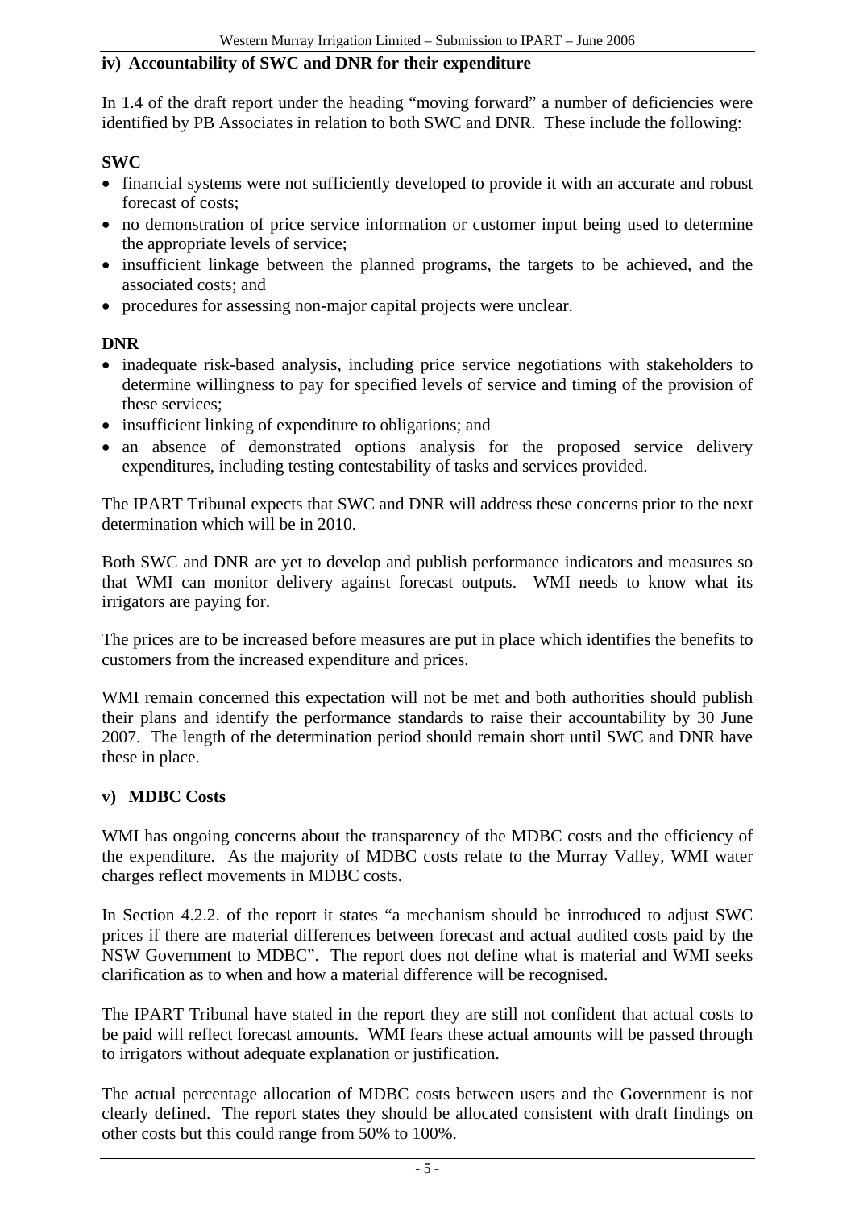### iv) Accountability of SWC and DNR for their expenditure

In 1.4 of the draft report under the heading "moving forward" a number of deficiencies were identified by PB Associates in relation to both SWC and DNR. These include the following:

**SWC**

- financial systems were not sufficiently developed to provide it with an accurate and robust forecast of costs;
- no demonstration of price service information or customer input being used to determine the appropriate levels of service;
- insufficient linkage between the planned programs, the targets to be achieved, and the associated costs; and
- procedures for assessing non-major capital projects were unclear.

**DNR**

- inadequate risk-based analysis, including price service negotiations with stakeholders to determine willingness to pay for specified levels of service and timing of the provision of these services;
- insufficient linking of expenditure to obligations; and
- an absence of demonstrated options analysis for the proposed service delivery expenditures, including testing contestability of tasks and services provided.

The IPART Tribunal expects that SWC and DNR will address these concerns prior to the next determination which will be in 2010.

Both SWC and DNR are yet to develop and publish performance indicators and measures so that WMI can monitor delivery against forecast outputs. WMI needs to know what its irrigators are paying for.

The prices are to be increased before measures are put in place which identifies the benefits to customers from the increased expenditure and prices.

WMI remain concerned this expectation will not be met and both authorities should publish their plans and identify the performance standards to raise their accountability by 30 June 2007. The length of the determination period should remain short until SWC and DNR have these in place.

### v) MDBC Costs

WMI has ongoing concerns about the transparency of the MDBC costs and the efficiency of the expenditure. As the majority of MDBC costs relate to the Murray Valley, WMI water charges reflect movements in MDBC costs.

In Section 4.2.2. of the report it states "a mechanism should be introduced to adjust SWC prices if there are material differences between forecast and actual audited costs paid by the NSW Government to MDBC". The report does not define what is material and WMI seeks clarification as to when and how a material difference will be recognised.

The IPART Tribunal have stated in the report they are still not confident that actual costs to be paid will reflect forecast amounts. WMI fears these actual amounts will be passed through to irrigators without adequate explanation or justification.

The actual percentage allocation of MDBC costs between users and the Government is not clearly defined. The report states they should be allocated consistent with draft findings on other costs but this could range from 50% to 100%.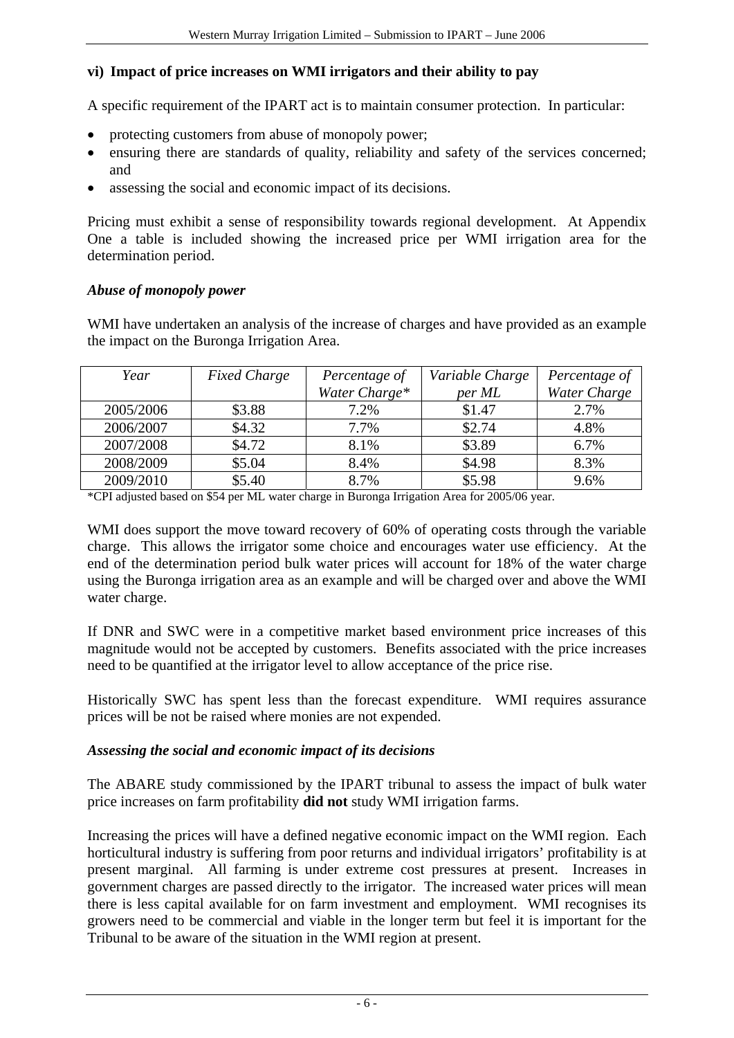### vi) Impact of price increases on WMI irrigators and their ability to pay

A specific requirement of the IPART act is to maintain consumer protection. In particular:

- protecting customers from abuse of monopoly power;
- ensuring there are standards of quality, reliability and safety of the services concerned; and
- assessing the social and economic impact of its decisions.

Pricing must exhibit a sense of responsibility towards regional development. At Appendix One a table is included showing the increased price per WMI irrigation area for the determination period.

#### *Abuse of monopoly power*

WMI have undertaken an analysis of the increase of charges and have provided as an example the impact on the Buronga Irrigation Area.

| *Year* | *Fixed Charge* | *Percentage of Water Charge** | *Variable Charge per ML* | *Percentage of Water Charge* |
|---|---|---|---|---|
| 2005/2006 | $3.88 | 7.2% | $1.47 | 2.7% |
| 2006/2007 | $4.32 | 7.7% | $2.74 | 4.8% |
| 2007/2008 | $4.72 | 8.1% | $3.89 | 6.7% |
| 2008/2009 | $5.04 | 8.4% | $4.98 | 8.3% |
| 2009/2010 | $5.40 | 8.7% | $5.98 | 9.6% |

*CPI adjusted based on $54 per ML water charge in Buronga Irrigation Area for 2005/06 year.

WMI does support the move toward recovery of 60% of operating costs through the variable charge. This allows the irrigator some choice and encourages water use efficiency. At the end of the determination period bulk water prices will account for 18% of the water charge using the Buronga irrigation area as an example and will be charged over and above the WMI water charge.

If DNR and SWC were in a competitive market based environment price increases of this magnitude would not be accepted by customers. Benefits associated with the price increases need to be quantified at the irrigator level to allow acceptance of the price rise.

Historically SWC has spent less than the forecast expenditure. WMI requires assurance prices will be not be raised where monies are not expended.

#### *Assessing the social and economic impact of its decisions*

The ABARE study commissioned by the IPART tribunal to assess the impact of bulk water price increases on farm profitability **did not** study WMI irrigation farms.

Increasing the prices will have a defined negative economic impact on the WMI region. Each horticultural industry is suffering from poor returns and individual irrigators' profitability is at present marginal. All farming is under extreme cost pressures at present. Increases in government charges are passed directly to the irrigator. The increased water prices will mean there is less capital available for on farm investment and employment. WMI recognises its growers need to be commercial and viable in the longer term but feel it is important for the Tribunal to be aware of the situation in the WMI region at present.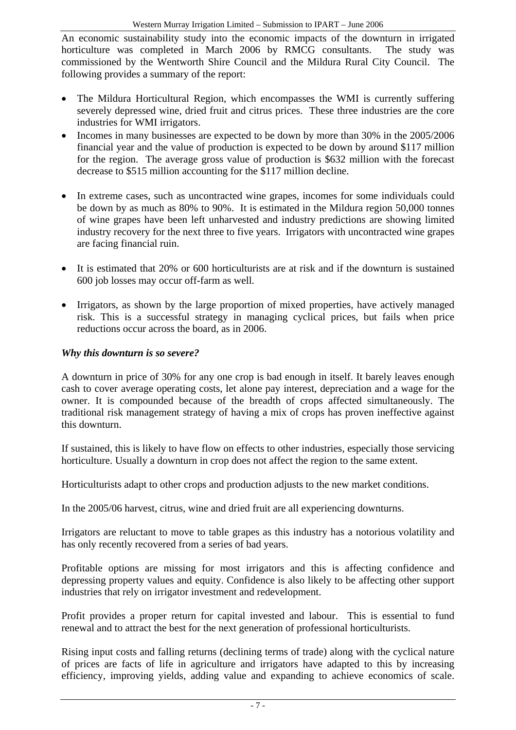An economic sustainability study into the economic impacts of the downturn in irrigated horticulture was completed in March 2006 by RMCG consultants. The study was commissioned by the Wentworth Shire Council and the Mildura Rural City Council. The following provides a summary of the report:

- The Mildura Horticultural Region, which encompasses the WMI is currently suffering severely depressed wine, dried fruit and citrus prices. These three industries are the core industries for WMI irrigators.
- Incomes in many businesses are expected to be down by more than 30% in the 2005/2006 financial year and the value of production is expected to be down by around \$117 million for the region. The average gross value of production is \$632 million with the forecast decrease to \$515 million accounting for the \$117 million decline.
- In extreme cases, such as uncontracted wine grapes, incomes for some individuals could be down by as much as 80% to 90%. It is estimated in the Mildura region 50,000 tonnes of wine grapes have been left unharvested and industry predictions are showing limited industry recovery for the next three to five years. Irrigators with uncontracted wine grapes are facing financial ruin.
- It is estimated that 20% or 600 horticulturists are at risk and if the downturn is sustained 600 job losses may occur off-farm as well.
- Irrigators, as shown by the large proportion of mixed properties, have actively managed risk. This is a successful strategy in managing cyclical prices, but fails when price reductions occur across the board, as in 2006.

***Why this downturn is so severe?***

A downturn in price of 30% for any one crop is bad enough in itself. It barely leaves enough cash to cover average operating costs, let alone pay interest, depreciation and a wage for the owner. It is compounded because of the breadth of crops affected simultaneously. The traditional risk management strategy of having a mix of crops has proven ineffective against this downturn.

If sustained, this is likely to have flow on effects to other industries, especially those servicing horticulture. Usually a downturn in crop does not affect the region to the same extent.

Horticulturists adapt to other crops and production adjusts to the new market conditions.

In the 2005/06 harvest, citrus, wine and dried fruit are all experiencing downturns.

Irrigators are reluctant to move to table grapes as this industry has a notorious volatility and has only recently recovered from a series of bad years.

Profitable options are missing for most irrigators and this is affecting confidence and depressing property values and equity. Confidence is also likely to be affecting other support industries that rely on irrigator investment and redevelopment.

Profit provides a proper return for capital invested and labour. This is essential to fund renewal and to attract the best for the next generation of professional horticulturists.

Rising input costs and falling returns (declining terms of trade) along with the cyclical nature of prices are facts of life in agriculture and irrigators have adapted to this by increasing efficiency, improving yields, adding value and expanding to achieve economics of scale.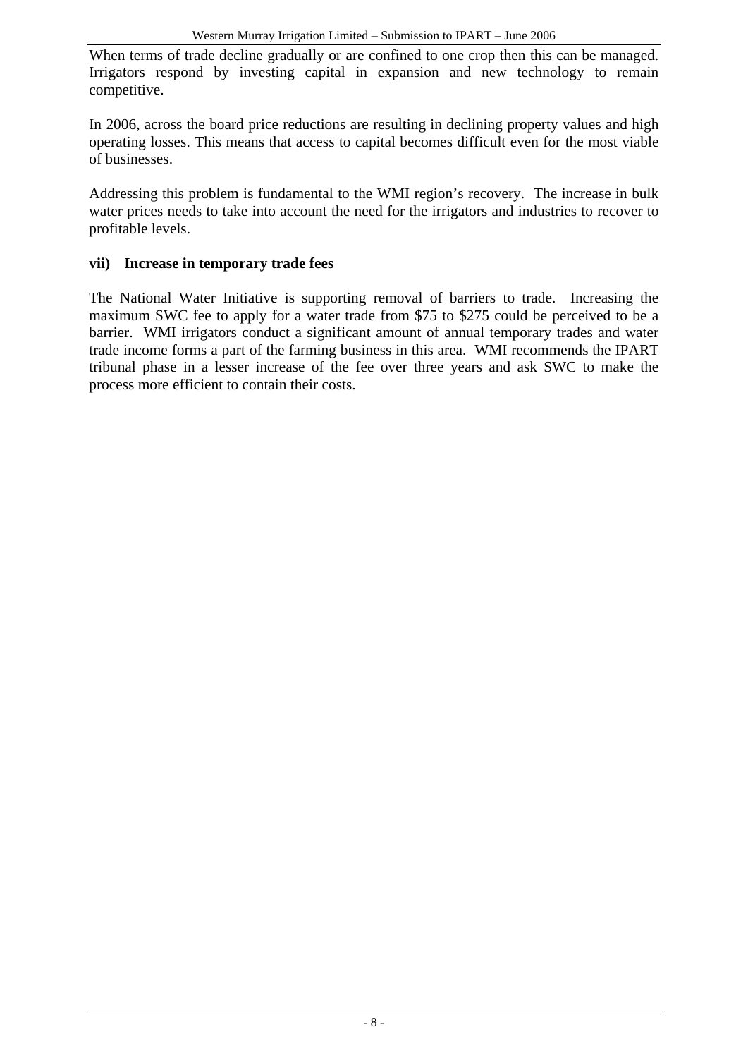When terms of trade decline gradually or are confined to one crop then this can be managed. Irrigators respond by investing capital in expansion and new technology to remain competitive.

In 2006, across the board price reductions are resulting in declining property values and high operating losses. This means that access to capital becomes difficult even for the most viable of businesses.

Addressing this problem is fundamental to the WMI region's recovery. The increase in bulk water prices needs to take into account the need for the irrigators and industries to recover to profitable levels.

### vii) Increase in temporary trade fees

The National Water Initiative is supporting removal of barriers to trade. Increasing the maximum SWC fee to apply for a water trade from $75 to $275 could be perceived to be a barrier. WMI irrigators conduct a significant amount of annual temporary trades and water trade income forms a part of the farming business in this area. WMI recommends the IPART tribunal phase in a lesser increase of the fee over three years and ask SWC to make the process more efficient to contain their costs.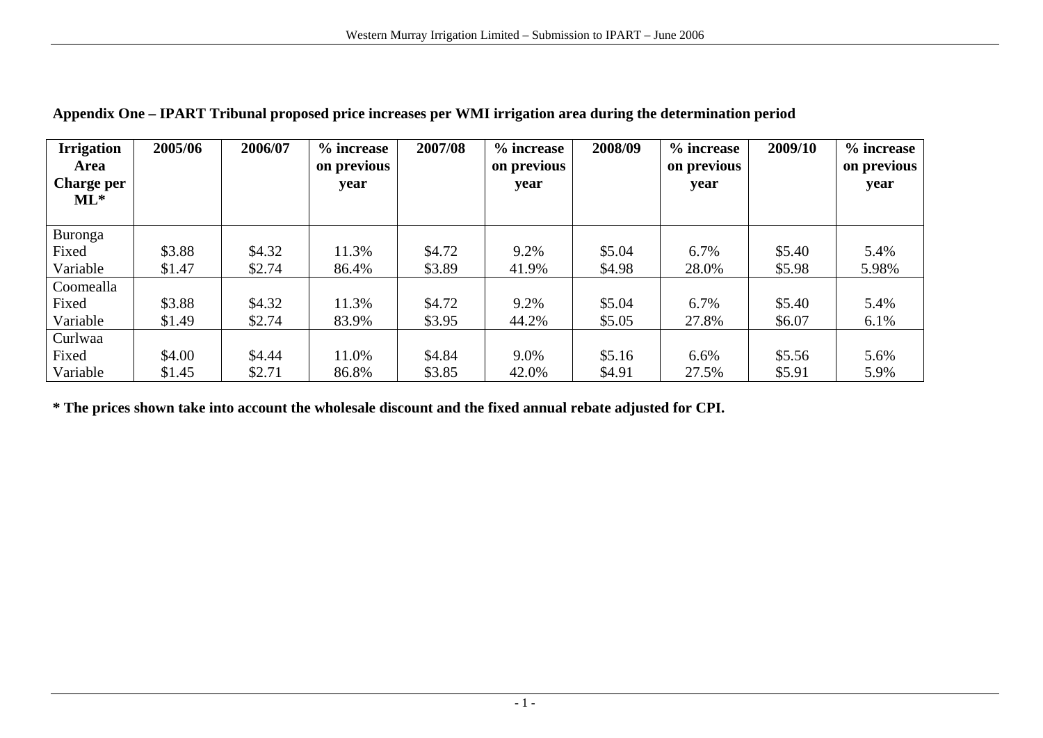**Appendix One – IPART Tribunal proposed price increases per WMI irrigation area during the determination period**

| Irrigation Area Charge per ML* | 2005/06 | 2006/07 | % increase on previous year | 2007/08 | % increase on previous year | 2008/09 | % increase on previous year | 2009/10 | % increase on previous year |
|---|---|---|---|---|---|---|---|---|---|
| Buronga | | | | | | | | | |
| Fixed | $3.88 | $4.32 | 11.3% | $4.72 | 9.2% | $5.04 | 6.7% | $5.40 | 5.4% |
| Variable | $1.47 | $2.74 | 86.4% | $3.89 | 41.9% | $4.98 | 28.0% | $5.98 | 5.98% |
| Coomealla | | | | | | | | | |
| Fixed | $3.88 | $4.32 | 11.3% | $4.72 | 9.2% | $5.04 | 6.7% | $5.40 | 5.4% |
| Variable | $1.49 | $2.74 | 83.9% | $3.95 | 44.2% | $5.05 | 27.8% | $6.07 | 6.1% |
| Curlwaa | | | | | | | | | |
| Fixed | $4.00 | $4.44 | 11.0% | $4.84 | 9.0% | $5.16 | 6.6% | $5.56 | 5.6% |
| Variable | $1.45 | $2.71 | 86.8% | $3.85 | 42.0% | $4.91 | 27.5% | $5.91 | 5.9% |

**\* The prices shown take into account the wholesale discount and the fixed annual rebate adjusted for CPI.**